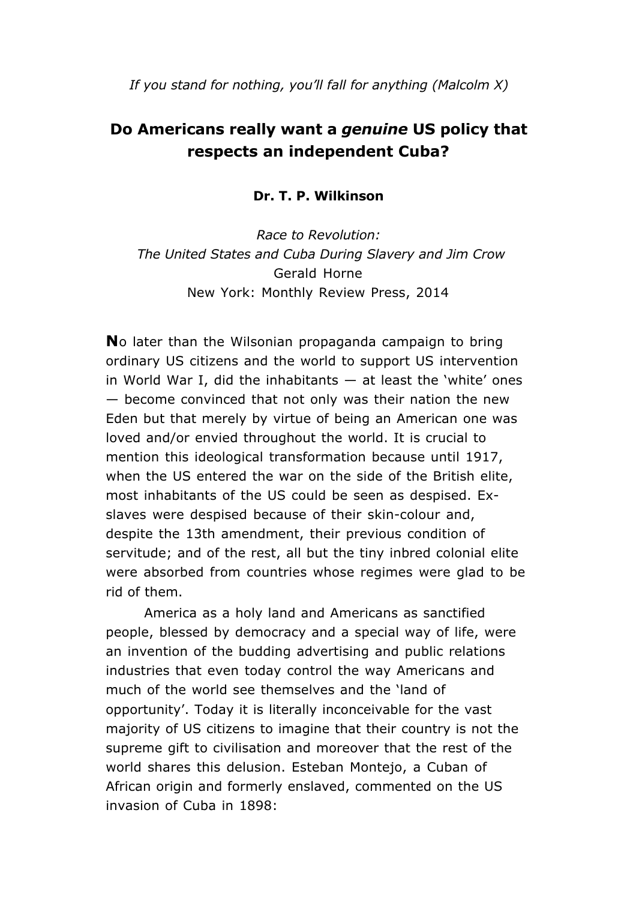*If you stand for nothing, you'll fall for anything (Malcolm X)*

# Do Americans really want a *genuine* US policy that respects an independent Cuba?

**Dr. T. P. Wilkinson**

*Race to Revolution:*
*The United States and Cuba During Slavery and Jim Crow*
Gerald Horne
New York: Monthly Review Press, 2014

**N**o later than the Wilsonian propaganda campaign to bring ordinary US citizens and the world to support US intervention in World War I, did the inhabitants — at least the 'white' ones — become convinced that not only was their nation the new Eden but that merely by virtue of being an American one was loved and/or envied throughout the world. It is crucial to mention this ideological transformation because until 1917, when the US entered the war on the side of the British elite, most inhabitants of the US could be seen as despised. Ex-slaves were despised because of their skin-colour and, despite the 13th amendment, their previous condition of servitude; and of the rest, all but the tiny inbred colonial elite were absorbed from countries whose regimes were glad to be rid of them.

America as a holy land and Americans as sanctified people, blessed by democracy and a special way of life, were an invention of the budding advertising and public relations industries that even today control the way Americans and much of the world see themselves and the 'land of opportunity'. Today it is literally inconceivable for the vast majority of US citizens to imagine that their country is not the supreme gift to civilisation and moreover that the rest of the world shares this delusion. Esteban Montejo, a Cuban of African origin and formerly enslaved, commented on the US invasion of Cuba in 1898: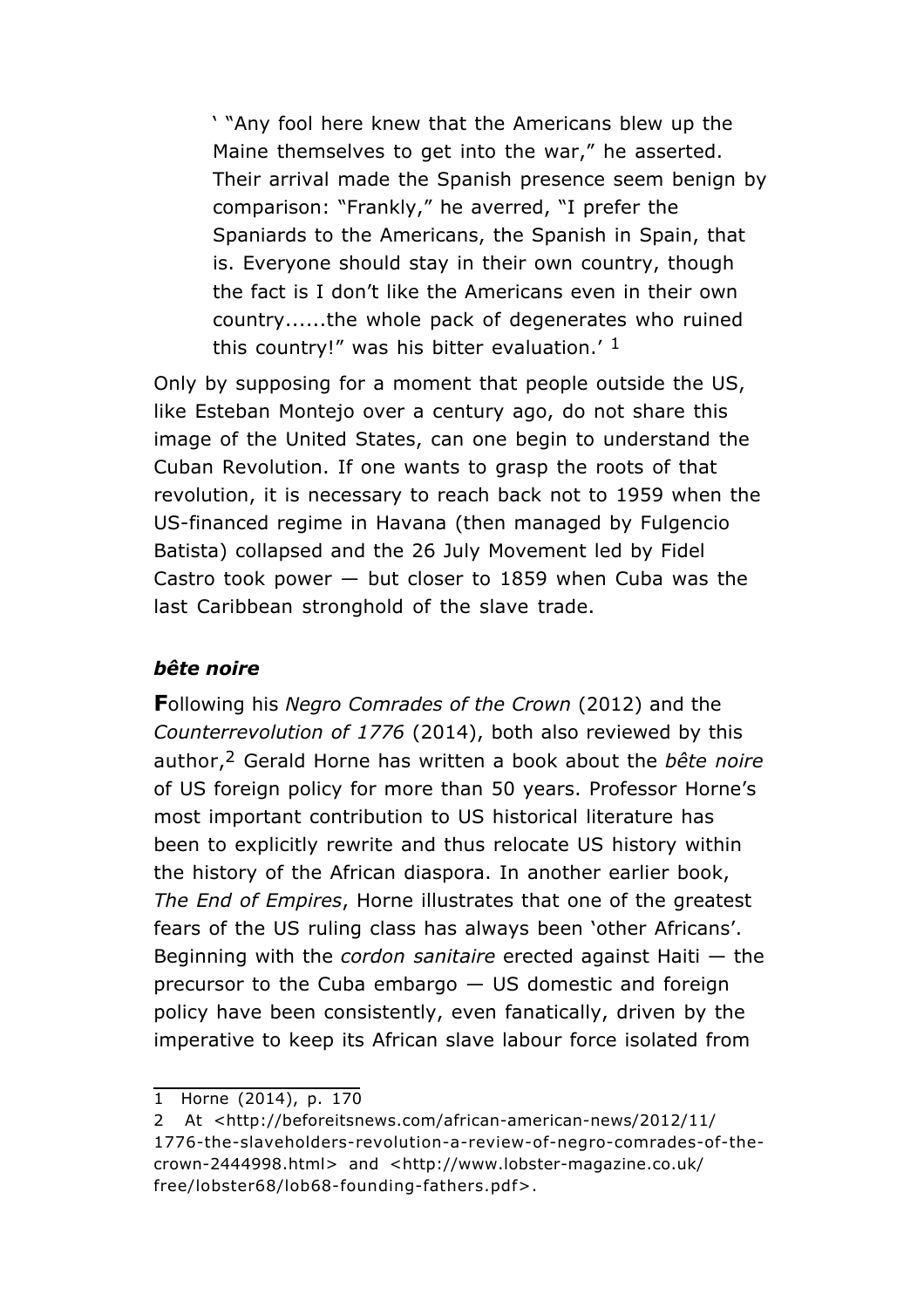> ' "Any fool here knew that the Americans blew up the Maine themselves to get into the war," he asserted. Their arrival made the Spanish presence seem benign by comparison: "Frankly," he averred, "I prefer the Spaniards to the Americans, the Spanish in Spain, that is. Everyone should stay in their own country, though the fact is I don't like the Americans even in their own country......the whole pack of degenerates who ruined this country!" was his bitter evaluation.' [1]

Only by supposing for a moment that people outside the US, like Esteban Montejo over a century ago, do not share this image of the United States, can one begin to understand the Cuban Revolution. If one wants to grasp the roots of that revolution, it is necessary to reach back not to 1959 when the US-financed regime in Havana (then managed by Fulgencio Batista) collapsed and the 26 July Movement led by Fidel Castro took power — but closer to 1859 when Cuba was the last Caribbean stronghold of the slave trade.

### ***bête noire***

**F**ollowing his *Negro Comrades of the Crown* (2012) and the *Counterrevolution of 1776* (2014), both also reviewed by this author,[2] Gerald Horne has written a book about the *bête noire* of US foreign policy for more than 50 years. Professor Horne's most important contribution to US historical literature has been to explicitly rewrite and thus relocate US history within the history of the African diaspora. In another earlier book, *The End of Empires*, Horne illustrates that one of the greatest fears of the US ruling class has always been 'other Africans'. Beginning with the *cordon sanitaire* erected against Haiti — the precursor to the Cuba embargo — US domestic and foreign policy have been consistently, even fanatically, driven by the imperative to keep its African slave labour force isolated from

---

1 Horne (2014), p. 170

2 At <http://beforeitsnews.com/african-american-news/2012/11/1776-the-slaveholders-revolution-a-review-of-negro-comrades-of-the-crown-2444998.html> and <http://www.lobster-magazine.co.uk/free/lobster68/lob68-founding-fathers.pdf>.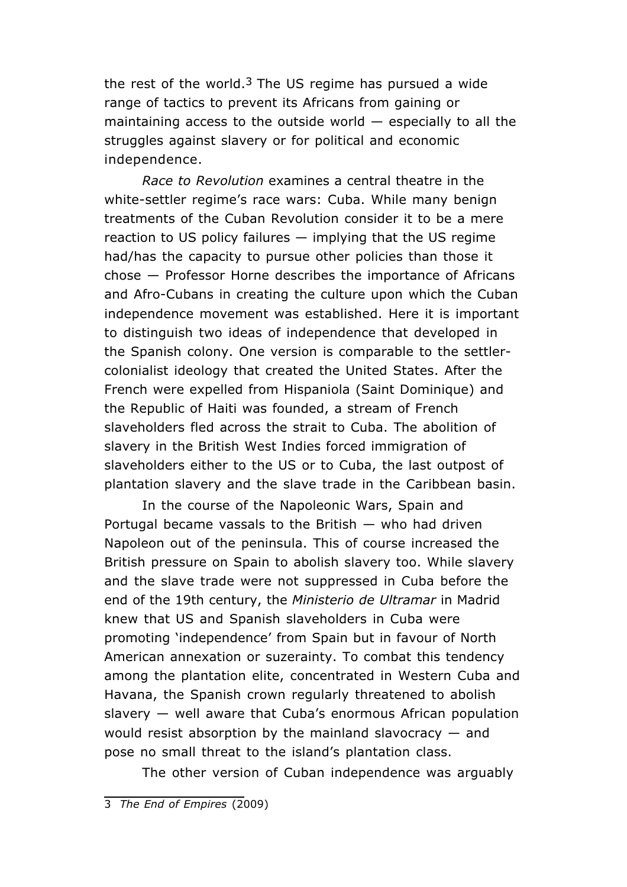the rest of the world.[3] The US regime has pursued a wide range of tactics to prevent its Africans from gaining or maintaining access to the outside world — especially to all the struggles against slavery or for political and economic independence.

*Race to Revolution* examines a central theatre in the white-settler regime's race wars: Cuba. While many benign treatments of the Cuban Revolution consider it to be a mere reaction to US policy failures — implying that the US regime had/has the capacity to pursue other policies than those it chose — Professor Horne describes the importance of Africans and Afro-Cubans in creating the culture upon which the Cuban independence movement was established. Here it is important to distinguish two ideas of independence that developed in the Spanish colony. One version is comparable to the settler-colonialist ideology that created the United States. After the French were expelled from Hispaniola (Saint Dominique) and the Republic of Haiti was founded, a stream of French slaveholders fled across the strait to Cuba. The abolition of slavery in the British West Indies forced immigration of slaveholders either to the US or to Cuba, the last outpost of plantation slavery and the slave trade in the Caribbean basin.

In the course of the Napoleonic Wars, Spain and Portugal became vassals to the British — who had driven Napoleon out of the peninsula. This of course increased the British pressure on Spain to abolish slavery too. While slavery and the slave trade were not suppressed in Cuba before the end of the 19th century, the *Ministerio de Ultramar* in Madrid knew that US and Spanish slaveholders in Cuba were promoting 'independence' from Spain but in favour of North American annexation or suzerainty. To combat this tendency among the plantation elite, concentrated in Western Cuba and Havana, the Spanish crown regularly threatened to abolish slavery — well aware that Cuba's enormous African population would resist absorption by the mainland slavocracy — and pose no small threat to the island's plantation class.

The other version of Cuban independence was arguably

---

3 *The End of Empires* (2009)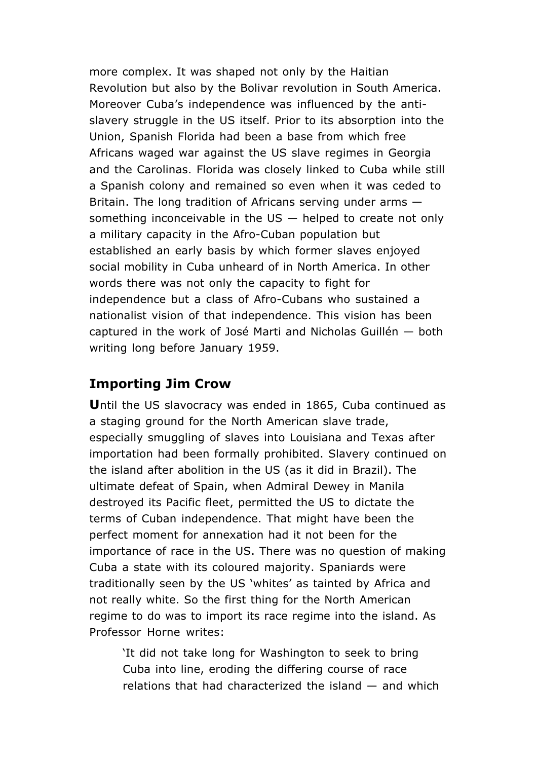more complex. It was shaped not only by the Haitian Revolution but also by the Bolivar revolution in South America. Moreover Cuba's independence was influenced by the anti-slavery struggle in the US itself. Prior to its absorption into the Union, Spanish Florida had been a base from which free Africans waged war against the US slave regimes in Georgia and the Carolinas. Florida was closely linked to Cuba while still a Spanish colony and remained so even when it was ceded to Britain. The long tradition of Africans serving under arms — something inconceivable in the US — helped to create not only a military capacity in the Afro-Cuban population but established an early basis by which former slaves enjoyed social mobility in Cuba unheard of in North America. In other words there was not only the capacity to fight for independence but a class of Afro-Cubans who sustained a nationalist vision of that independence. This vision has been captured in the work of José Marti and Nicholas Guillén — both writing long before January 1959.

## Importing Jim Crow

**U**ntil the US slavocracy was ended in 1865, Cuba continued as a staging ground for the North American slave trade, especially smuggling of slaves into Louisiana and Texas after importation had been formally prohibited. Slavery continued on the island after abolition in the US (as it did in Brazil). The ultimate defeat of Spain, when Admiral Dewey in Manila destroyed its Pacific fleet, permitted the US to dictate the terms of Cuban independence. That might have been the perfect moment for annexation had it not been for the importance of race in the US. There was no question of making Cuba a state with its coloured majority. Spaniards were traditionally seen by the US 'whites' as tainted by Africa and not really white. So the first thing for the North American regime to do was to import its race regime into the island. As Professor Horne writes:

> 'It did not take long for Washington to seek to bring Cuba into line, eroding the differing course of race relations that had characterized the island — and which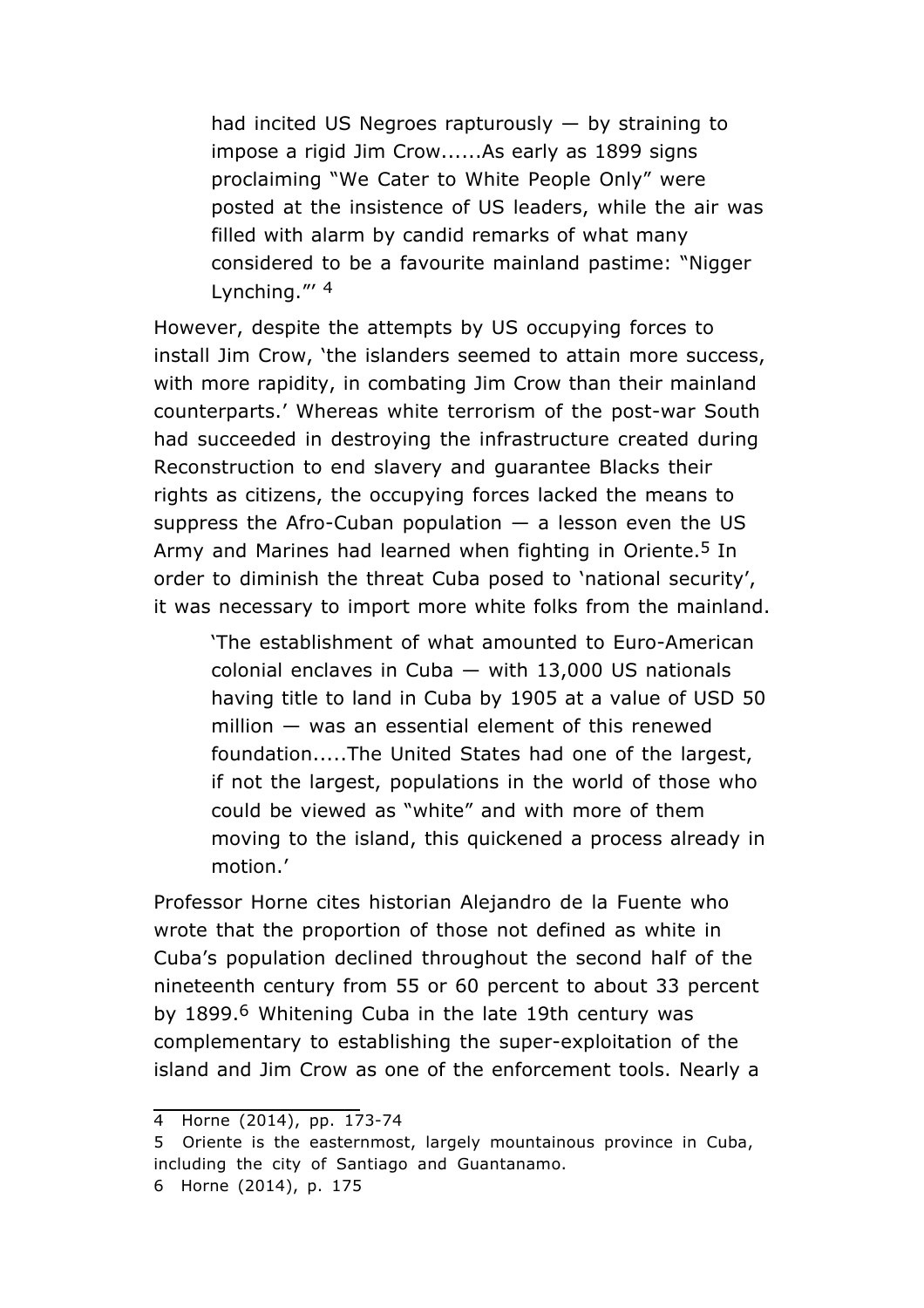> had incited US Negroes rapturously — by straining to impose a rigid Jim Crow......As early as 1899 signs proclaiming "We Cater to White People Only" were posted at the insistence of US leaders, while the air was filled with alarm by candid remarks of what many considered to be a favourite mainland pastime: "Nigger Lynching."' [4]

However, despite the attempts by US occupying forces to install Jim Crow, 'the islanders seemed to attain more success, with more rapidity, in combating Jim Crow than their mainland counterparts.' Whereas white terrorism of the post-war South had succeeded in destroying the infrastructure created during Reconstruction to end slavery and guarantee Blacks their rights as citizens, the occupying forces lacked the means to suppress the Afro-Cuban population — a lesson even the US Army and Marines had learned when fighting in Oriente.[5] In order to diminish the threat Cuba posed to 'national security', it was necessary to import more white folks from the mainland.

> 'The establishment of what amounted to Euro-American colonial enclaves in Cuba — with 13,000 US nationals having title to land in Cuba by 1905 at a value of USD 50 million — was an essential element of this renewed foundation.....The United States had one of the largest, if not the largest, populations in the world of those who could be viewed as "white" and with more of them moving to the island, this quickened a process already in motion.'

Professor Horne cites historian Alejandro de la Fuente who wrote that the proportion of those not defined as white in Cuba's population declined throughout the second half of the nineteenth century from 55 or 60 percent to about 33 percent by 1899.[6] Whitening Cuba in the late 19th century was complementary to establishing the super-exploitation of the island and Jim Crow as one of the enforcement tools. Nearly a

---

4 Horne (2014), pp. 173-74

5 Oriente is the easternmost, largely mountainous province in Cuba, including the city of Santiago and Guantanamo.

6 Horne (2014), p. 175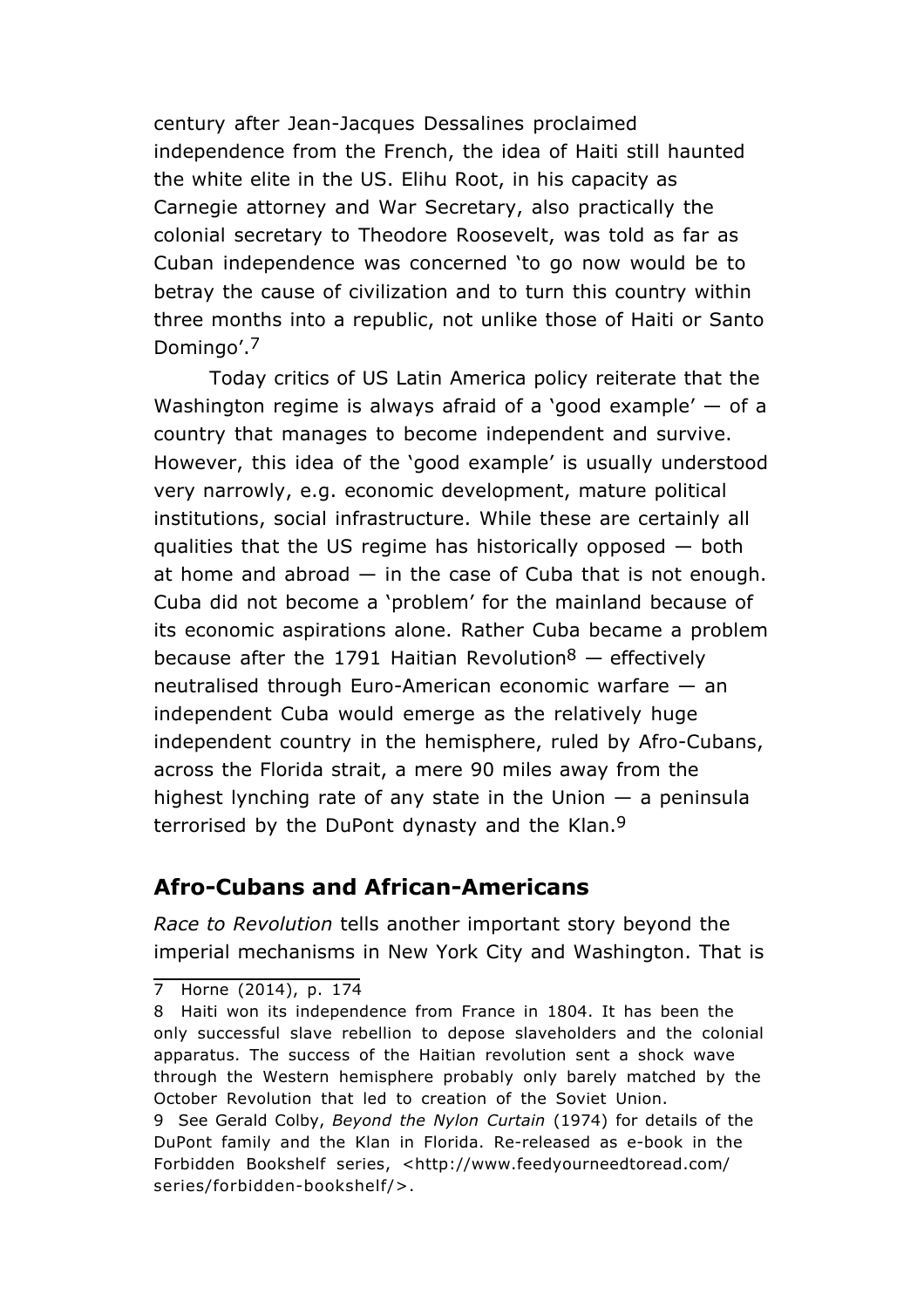century after Jean-Jacques Dessalines proclaimed independence from the French, the idea of Haiti still haunted the white elite in the US. Elihu Root, in his capacity as Carnegie attorney and War Secretary, also practically the colonial secretary to Theodore Roosevelt, was told as far as Cuban independence was concerned 'to go now would be to betray the cause of civilization and to turn this country within three months into a republic, not unlike those of Haiti or Santo Domingo'.[7]

Today critics of US Latin America policy reiterate that the Washington regime is always afraid of a 'good example' — of a country that manages to become independent and survive. However, this idea of the 'good example' is usually understood very narrowly, e.g. economic development, mature political institutions, social infrastructure. While these are certainly all qualities that the US regime has historically opposed — both at home and abroad — in the case of Cuba that is not enough. Cuba did not become a 'problem' for the mainland because of its economic aspirations alone. Rather Cuba became a problem because after the 1791 Haitian Revolution[8] — effectively neutralised through Euro-American economic warfare — an independent Cuba would emerge as the relatively huge independent country in the hemisphere, ruled by Afro-Cubans, across the Florida strait, a mere 90 miles away from the highest lynching rate of any state in the Union — a peninsula terrorised by the DuPont dynasty and the Klan.[9]

## Afro-Cubans and African-Americans

*Race to Revolution* tells another important story beyond the imperial mechanisms in New York City and Washington. That is

---

7 Horne (2014), p. 174

8 Haiti won its independence from France in 1804. It has been the only successful slave rebellion to depose slaveholders and the colonial apparatus. The success of the Haitian revolution sent a shock wave through the Western hemisphere probably only barely matched by the October Revolution that led to creation of the Soviet Union.

9 See Gerald Colby, *Beyond the Nylon Curtain* (1974) for details of the DuPont family and the Klan in Florida. Re-released as e-book in the Forbidden Bookshelf series, <http://www.feedyourneedtoread.com/series/forbidden-bookshelf/>.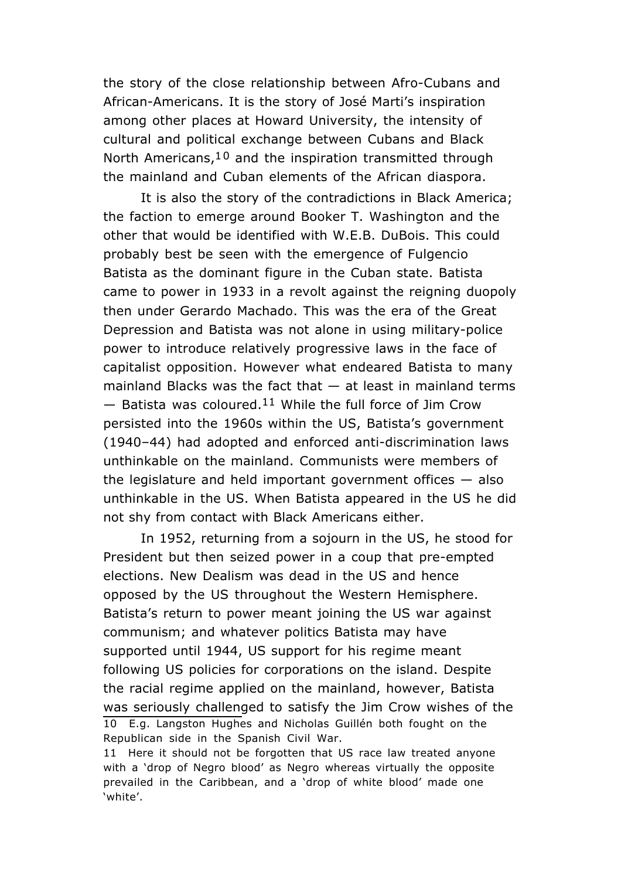the story of the close relationship between Afro-Cubans and African-Americans. It is the story of José Marti's inspiration among other places at Howard University, the intensity of cultural and political exchange between Cubans and Black North Americans,[10] and the inspiration transmitted through the mainland and Cuban elements of the African diaspora.

It is also the story of the contradictions in Black America; the faction to emerge around Booker T. Washington and the other that would be identified with W.E.B. DuBois. This could probably best be seen with the emergence of Fulgencio Batista as the dominant figure in the Cuban state. Batista came to power in 1933 in a revolt against the reigning duopoly then under Gerardo Machado. This was the era of the Great Depression and Batista was not alone in using military-police power to introduce relatively progressive laws in the face of capitalist opposition. However what endeared Batista to many mainland Blacks was the fact that — at least in mainland terms — Batista was coloured.[11] While the full force of Jim Crow persisted into the 1960s within the US, Batista's government (1940–44) had adopted and enforced anti-discrimination laws unthinkable on the mainland. Communists were members of the legislature and held important government offices — also unthinkable in the US. When Batista appeared in the US he did not shy from contact with Black Americans either.

In 1952, returning from a sojourn in the US, he stood for President but then seized power in a coup that pre-empted elections. New Dealism was dead in the US and hence opposed by the US throughout the Western Hemisphere. Batista's return to power meant joining the US war against communism; and whatever politics Batista may have supported until 1944, US support for his regime meant following US policies for corporations on the island. Despite the racial regime applied on the mainland, however, Batista was seriously challenged to satisfy the Jim Crow wishes of the

---

10 E.g. Langston Hughes and Nicholas Guillén both fought on the Republican side in the Spanish Civil War.

11 Here it should not be forgotten that US race law treated anyone with a 'drop of Negro blood' as Negro whereas virtually the opposite prevailed in the Caribbean, and a 'drop of white blood' made one 'white'.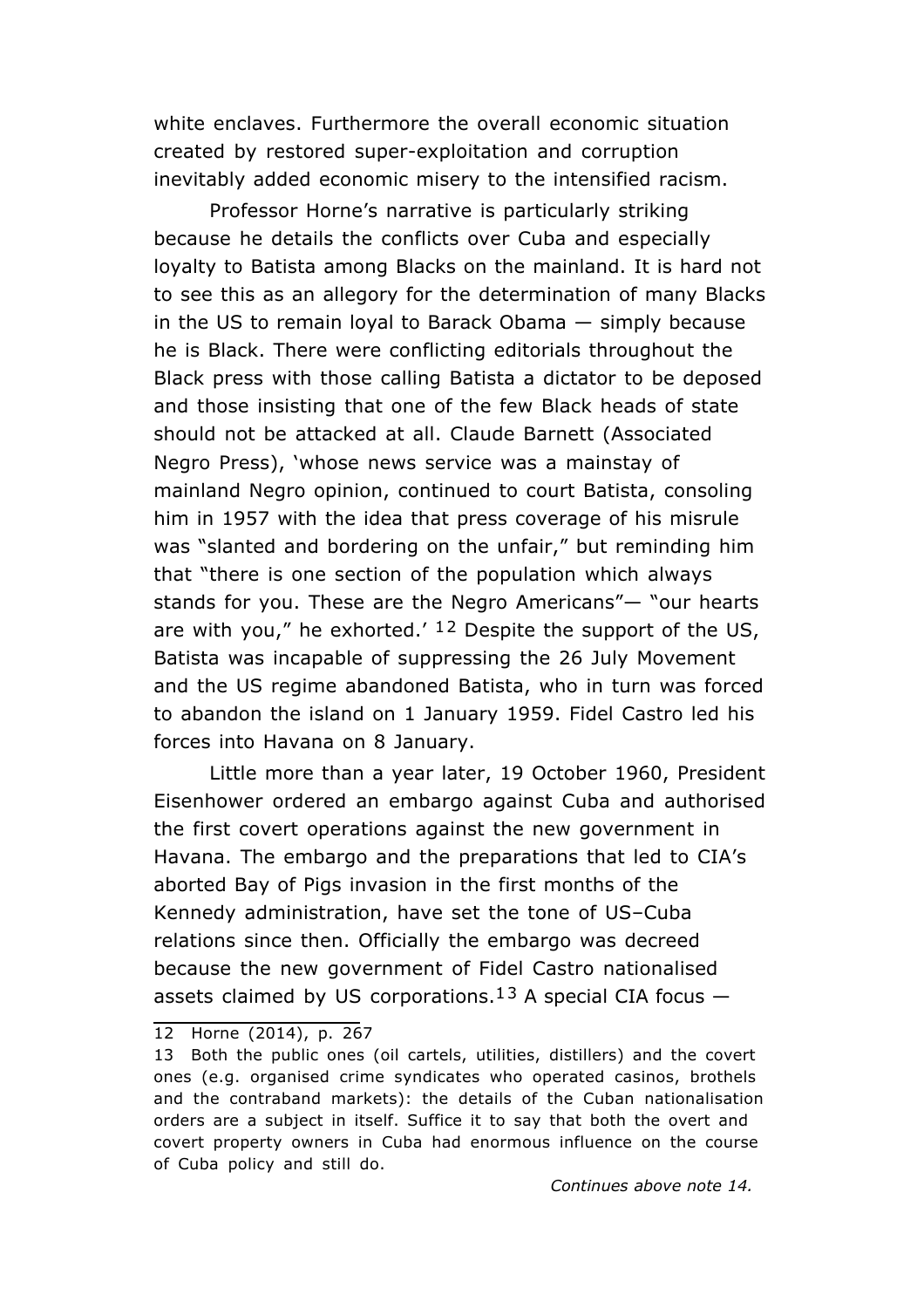white enclaves. Furthermore the overall economic situation created by restored super-exploitation and corruption inevitably added economic misery to the intensified racism.

Professor Horne's narrative is particularly striking because he details the conflicts over Cuba and especially loyalty to Batista among Blacks on the mainland. It is hard not to see this as an allegory for the determination of many Blacks in the US to remain loyal to Barack Obama — simply because he is Black. There were conflicting editorials throughout the Black press with those calling Batista a dictator to be deposed and those insisting that one of the few Black heads of state should not be attacked at all. Claude Barnett (Associated Negro Press), 'whose news service was a mainstay of mainland Negro opinion, continued to court Batista, consoling him in 1957 with the idea that press coverage of his misrule was "slanted and bordering on the unfair," but reminding him that "there is one section of the population which always stands for you. These are the Negro Americans"— "our hearts are with you," he exhorted.' [12] Despite the support of the US, Batista was incapable of suppressing the 26 July Movement and the US regime abandoned Batista, who in turn was forced to abandon the island on 1 January 1959. Fidel Castro led his forces into Havana on 8 January.

Little more than a year later, 19 October 1960, President Eisenhower ordered an embargo against Cuba and authorised the first covert operations against the new government in Havana. The embargo and the preparations that led to CIA's aborted Bay of Pigs invasion in the first months of the Kennedy administration, have set the tone of US–Cuba relations since then. Officially the embargo was decreed because the new government of Fidel Castro nationalised assets claimed by US corporations.[13] A special CIA focus —

---

12 Horne (2014), p. 267

13 Both the public ones (oil cartels, utilities, distillers) and the covert ones (e.g. organised crime syndicates who operated casinos, brothels and the contraband markets): the details of the Cuban nationalisation orders are a subject in itself. Suffice it to say that both the overt and covert property owners in Cuba had enormous influence on the course of Cuba policy and still do.

*Continues above note 14.*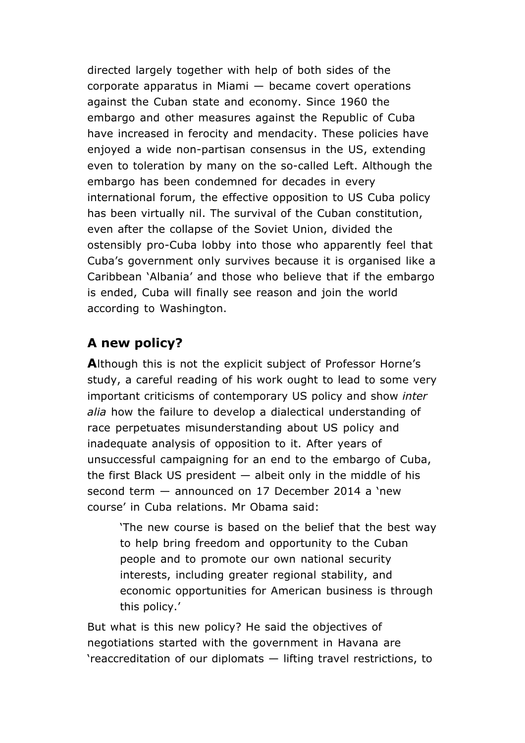directed largely together with help of both sides of the corporate apparatus in Miami — became covert operations against the Cuban state and economy. Since 1960 the embargo and other measures against the Republic of Cuba have increased in ferocity and mendacity. These policies have enjoyed a wide non-partisan consensus in the US, extending even to toleration by many on the so-called Left. Although the embargo has been condemned for decades in every international forum, the effective opposition to US Cuba policy has been virtually nil. The survival of the Cuban constitution, even after the collapse of the Soviet Union, divided the ostensibly pro-Cuba lobby into those who apparently feel that Cuba's government only survives because it is organised like a Caribbean 'Albania' and those who believe that if the embargo is ended, Cuba will finally see reason and join the world according to Washington.

## A new policy?

**A**lthough this is not the explicit subject of Professor Horne's study, a careful reading of his work ought to lead to some very important criticisms of contemporary US policy and show *inter alia* how the failure to develop a dialectical understanding of race perpetuates misunderstanding about US policy and inadequate analysis of opposition to it. After years of unsuccessful campaigning for an end to the embargo of Cuba, the first Black US president — albeit only in the middle of his second term — announced on 17 December 2014 a 'new course' in Cuba relations. Mr Obama said:

> 'The new course is based on the belief that the best way to help bring freedom and opportunity to the Cuban people and to promote our own national security interests, including greater regional stability, and economic opportunities for American business is through this policy.'

But what is this new policy? He said the objectives of negotiations started with the government in Havana are 'reaccreditation of our diplomats — lifting travel restrictions, to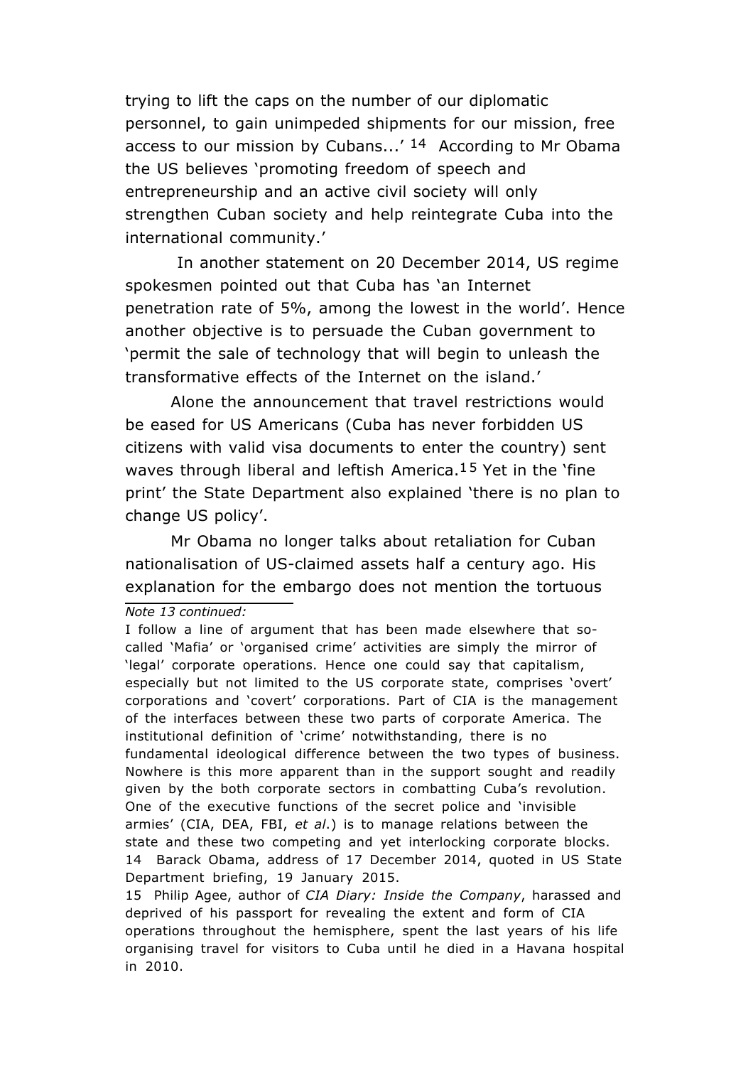trying to lift the caps on the number of our diplomatic personnel, to gain unimpeded shipments for our mission, free access to our mission by Cubans...' [14] According to Mr Obama the US believes 'promoting freedom of speech and entrepreneurship and an active civil society will only strengthen Cuban society and help reintegrate Cuba into the international community.'

In another statement on 20 December 2014, US regime spokesmen pointed out that Cuba has 'an Internet penetration rate of 5%, among the lowest in the world'. Hence another objective is to persuade the Cuban government to 'permit the sale of technology that will begin to unleash the transformative effects of the Internet on the island.'

Alone the announcement that travel restrictions would be eased for US Americans (Cuba has never forbidden US citizens with valid visa documents to enter the country) sent waves through liberal and leftish America.[15] Yet in the 'fine print' the State Department also explained 'there is no plan to change US policy'.

Mr Obama no longer talks about retaliation for Cuban nationalisation of US-claimed assets half a century ago. His explanation for the embargo does not mention the tortuous

---

*Note 13 continued:*

I follow a line of argument that has been made elsewhere that so-called 'Mafia' or 'organised crime' activities are simply the mirror of 'legal' corporate operations. Hence one could say that capitalism, especially but not limited to the US corporate state, comprises 'overt' corporations and 'covert' corporations. Part of CIA is the management of the interfaces between these two parts of corporate America. The institutional definition of 'crime' notwithstanding, there is no fundamental ideological difference between the two types of business. Nowhere is this more apparent than in the support sought and readily given by the both corporate sectors in combatting Cuba's revolution. One of the executive functions of the secret police and 'invisible armies' (CIA, DEA, FBI, *et al*.) is to manage relations between the state and these two competing and yet interlocking corporate blocks.

14 Barack Obama, address of 17 December 2014, quoted in US State Department briefing, 19 January 2015.

15 Philip Agee, author of *CIA Diary: Inside the Company*, harassed and deprived of his passport for revealing the extent and form of CIA operations throughout the hemisphere, spent the last years of his life organising travel for visitors to Cuba until he died in a Havana hospital in 2010.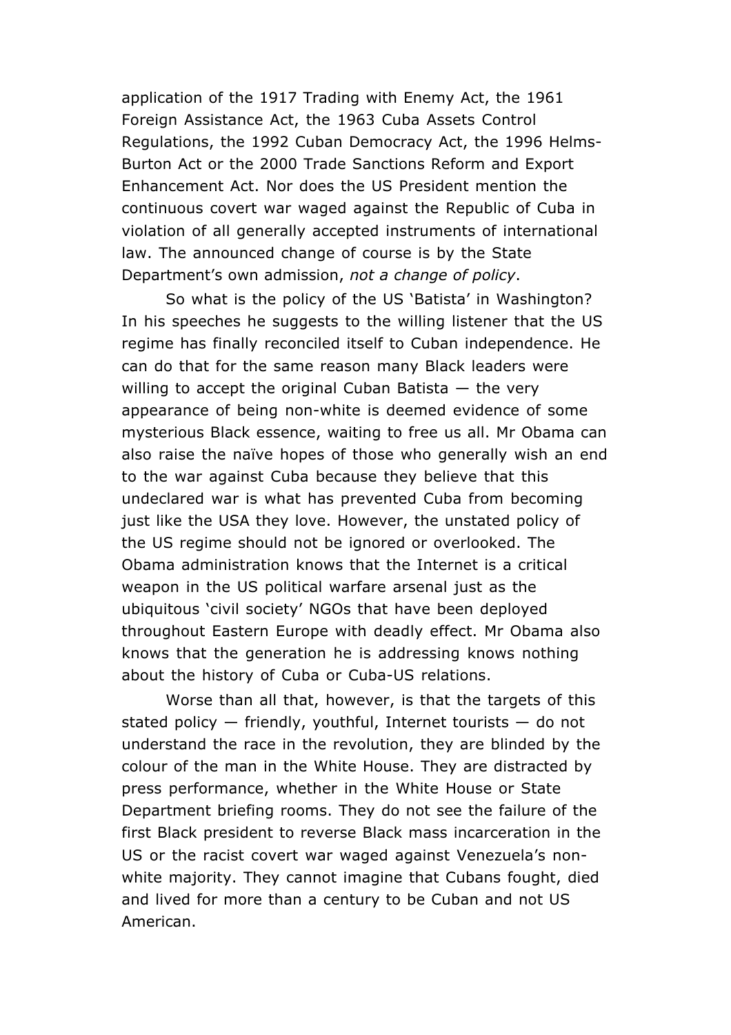application of the 1917 Trading with Enemy Act, the 1961 Foreign Assistance Act, the 1963 Cuba Assets Control Regulations, the 1992 Cuban Democracy Act, the 1996 Helms-Burton Act or the 2000 Trade Sanctions Reform and Export Enhancement Act. Nor does the US President mention the continuous covert war waged against the Republic of Cuba in violation of all generally accepted instruments of international law. The announced change of course is by the State Department's own admission, *not a change of policy*.

So what is the policy of the US 'Batista' in Washington? In his speeches he suggests to the willing listener that the US regime has finally reconciled itself to Cuban independence. He can do that for the same reason many Black leaders were willing to accept the original Cuban Batista — the very appearance of being non-white is deemed evidence of some mysterious Black essence, waiting to free us all. Mr Obama can also raise the naïve hopes of those who generally wish an end to the war against Cuba because they believe that this undeclared war is what has prevented Cuba from becoming just like the USA they love. However, the unstated policy of the US regime should not be ignored or overlooked. The Obama administration knows that the Internet is a critical weapon in the US political warfare arsenal just as the ubiquitous 'civil society' NGOs that have been deployed throughout Eastern Europe with deadly effect. Mr Obama also knows that the generation he is addressing knows nothing about the history of Cuba or Cuba-US relations.

Worse than all that, however, is that the targets of this stated policy — friendly, youthful, Internet tourists — do not understand the race in the revolution, they are blinded by the colour of the man in the White House. They are distracted by press performance, whether in the White House or State Department briefing rooms. They do not see the failure of the first Black president to reverse Black mass incarceration in the US or the racist covert war waged against Venezuela's non-white majority. They cannot imagine that Cubans fought, died and lived for more than a century to be Cuban and not US American.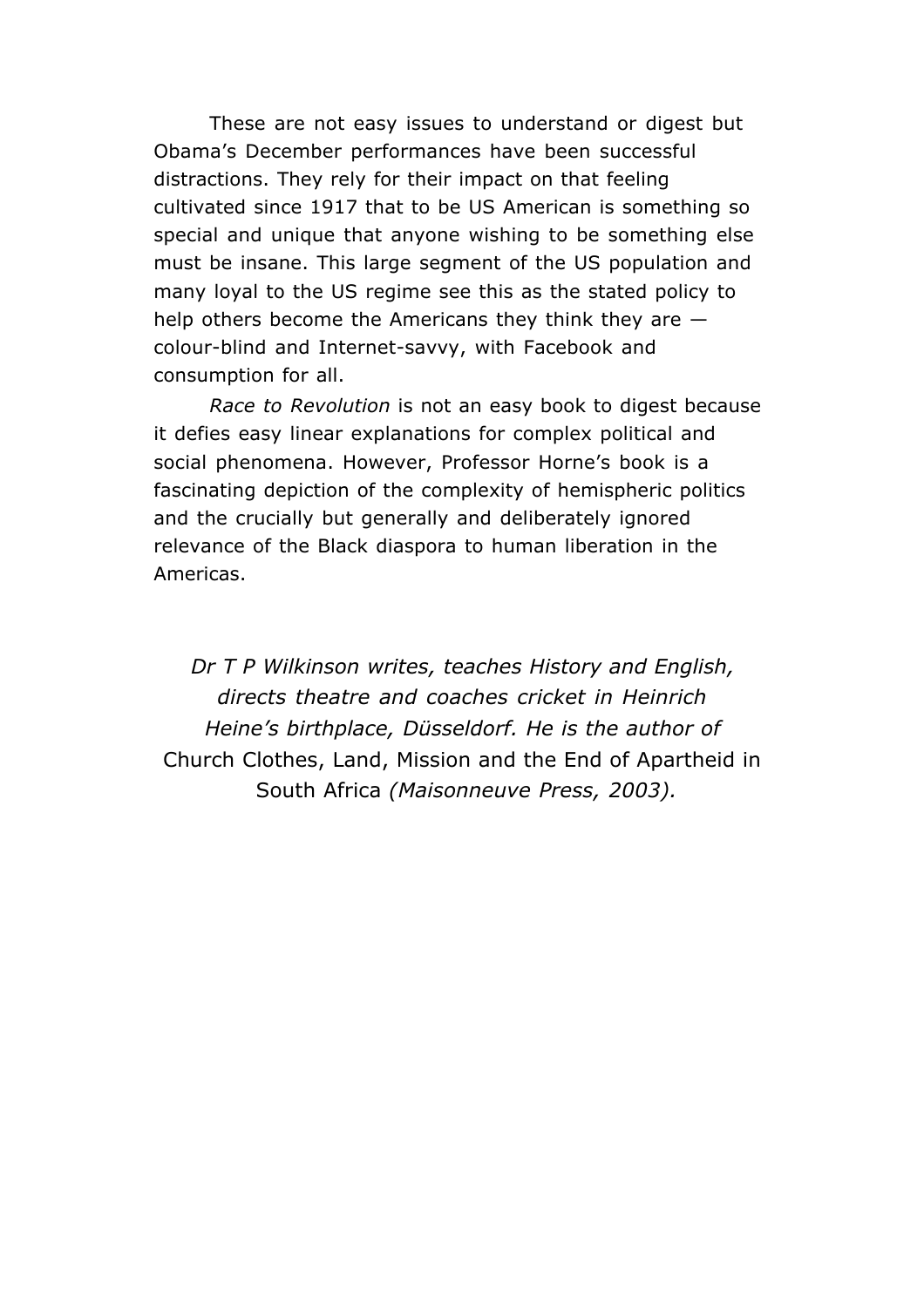These are not easy issues to understand or digest but Obama's December performances have been successful distractions. They rely for their impact on that feeling cultivated since 1917 that to be US American is something so special and unique that anyone wishing to be something else must be insane. This large segment of the US population and many loyal to the US regime see this as the stated policy to help others become the Americans they think they are — colour-blind and Internet-savvy, with Facebook and consumption for all.

*Race to Revolution* is not an easy book to digest because it defies easy linear explanations for complex political and social phenomena. However, Professor Horne's book is a fascinating depiction of the complexity of hemispheric politics and the crucially but generally and deliberately ignored relevance of the Black diaspora to human liberation in the Americas.

*Dr T P Wilkinson writes, teaches History and English, directs theatre and coaches cricket in Heinrich Heine's birthplace, Düsseldorf. He is the author of* Church Clothes, Land, Mission and the End of Apartheid in South Africa *(Maisonneuve Press, 2003).*